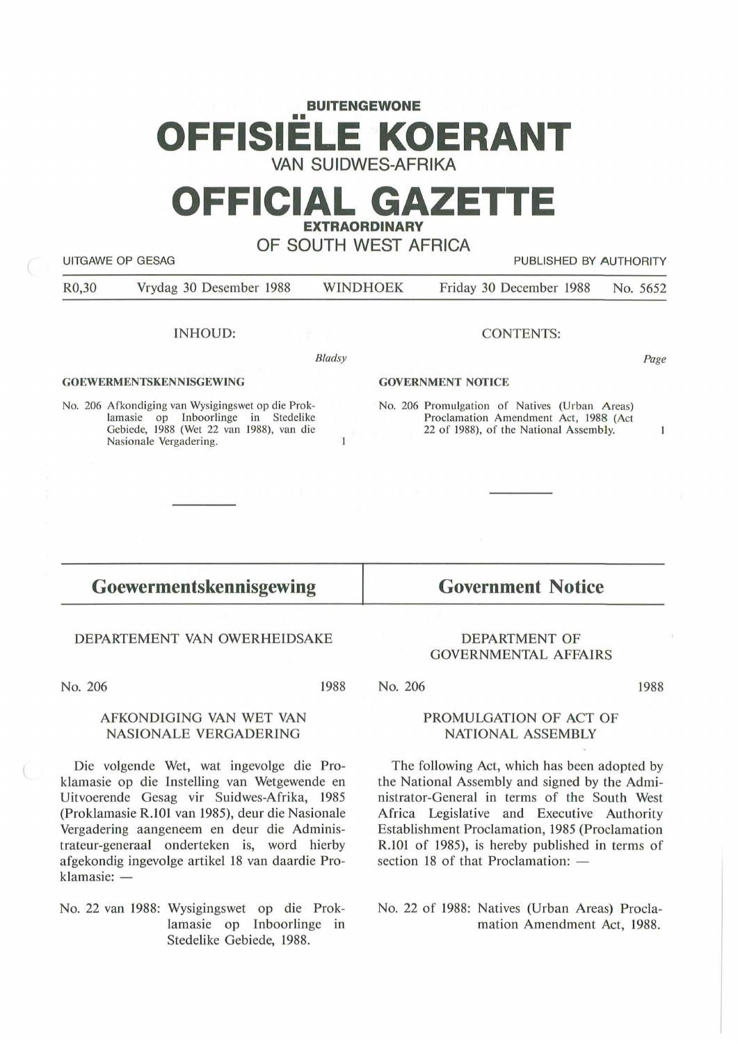**BUITENGEWONE**

# OFFISIËLE KOERANT

VAN SUIDWES-AFRIKA

# OFFICIAL GAZETTE

**EXTRAORDINARY**

OF SOUTH WEST AFRICA

UITGAWE OP GESAG — PUBLISHED BY AUTHORITY

R0,30 — Vrydag 30 Desember 1988 — WINDHOEK — Friday 30 December 1988 — No. 5652

INHOUD:

*Bladsy*

**GOEWERMENTSKENNISGEWING**

No. 206 Afkondiging van Wysigingswet op die Proklamasie op Inboorlinge in Stedelike Gebiede, 1988 (Wet 22 van 1988), van die Nasionale Vergadering. — 1

CONTENTS:

*Page*

**GOVERNMENT NOTICE**

No. 206 Promulgation of Natives (Urban Areas) Proclamation Amendment Act, 1988 (Act 22 of 1988), of the National Assembly. — 1

## Goewermentskennisgewing

DEPARTEMENT VAN OWERHEIDSAKE

No. 206 — 1988

AFKONDIGING VAN WET VAN NASIONALE VERGADERING

Die volgende Wet, wat ingevolge die Proklamasie op die Instelling van Wetgewende en Uitvoerende Gesag vir Suidwes-Afrika, 1985 (Proklamasie R.101 van 1985), deur die Nasionale Vergadering aangeneem en deur die Administrateur-generaal onderteken is, word hierby afgekondig ingevolge artikel 18 van daardie Proklamasie: —

No. 22 van 1988: Wysigingswet op die Proklamasie op Inboorlinge in Stedelike Gebiede, 1988.

## Government Notice

DEPARTMENT OF GOVERNMENTAL AFFAIRS

No. 206 — 1988

PROMULGATION OF ACT OF NATIONAL ASSEMBLY

The following Act, which has been adopted by the National Assembly and signed by the Administrator-General in terms of the South West Africa Legislative and Executive Authority Establishment Proclamation, 1985 (Proclamation R.101 of 1985), is hereby published in terms of section 18 of that Proclamation: —

No. 22 of 1988: Natives (Urban Areas) Proclamation Amendment Act, 1988.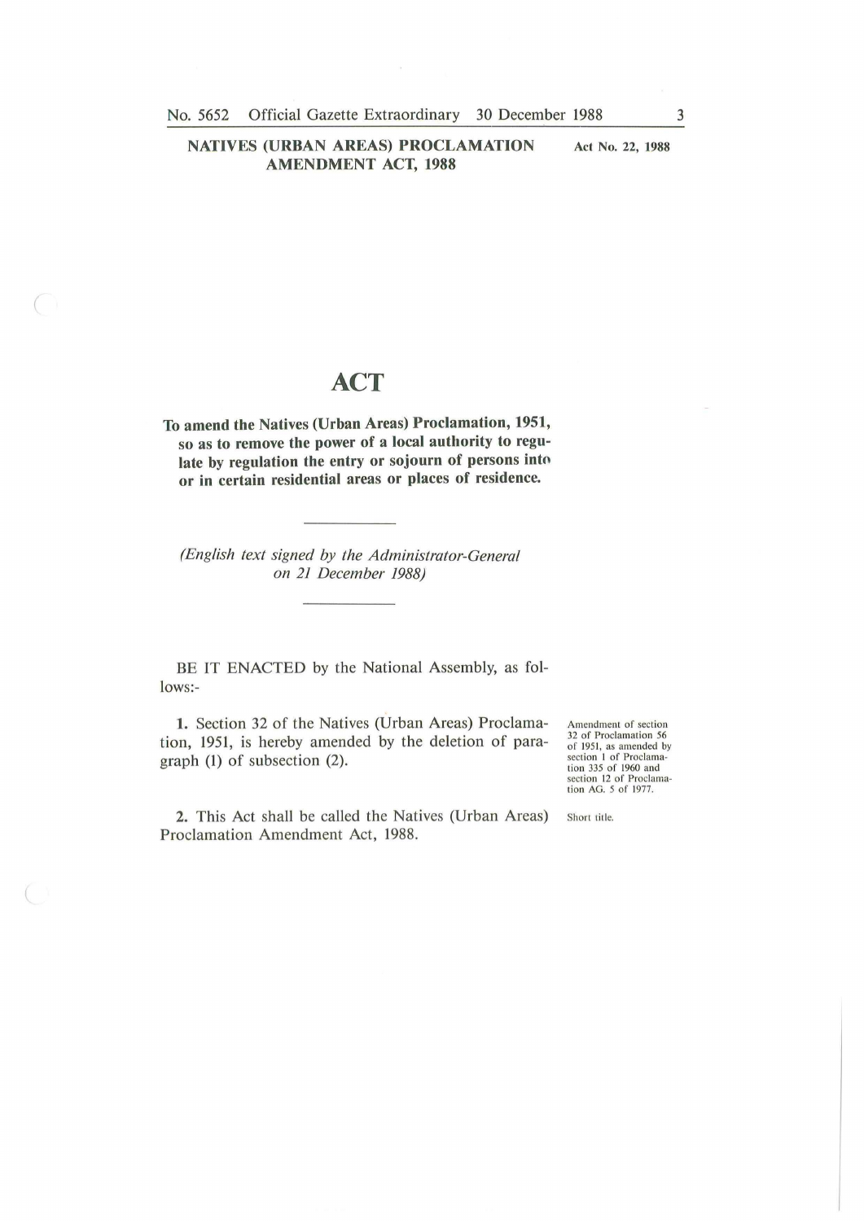**NATIVES (URBAN AREAS) PROCLAMATION AMENDMENT ACT, 1988** — Act No. 22, 1988

# ACT

**To amend the Natives (Urban Areas) Proclamation, 1951, so as to remove the power of a local authority to regulate by regulation the entry or sojourn of persons into or in certain residential areas or places of residence.**

*(English text signed by the Administrator-General on 21 December 1988)*

BE IT ENACTED by the National Assembly, as follows:-

*Amendment of section 32 of Proclamation 56 of 1951, as amended by section 1 of Proclamation 335 of 1960 and section 12 of Proclamation AG. 5 of 1977.*

**1.** Section 32 of the Natives (Urban Areas) Proclamation, 1951, is hereby amended by the deletion of paragraph (l) of subsection (2).

*Short title.*

**2.** This Act shall be called the Natives (Urban Areas) Proclamation Amendment Act, 1988.